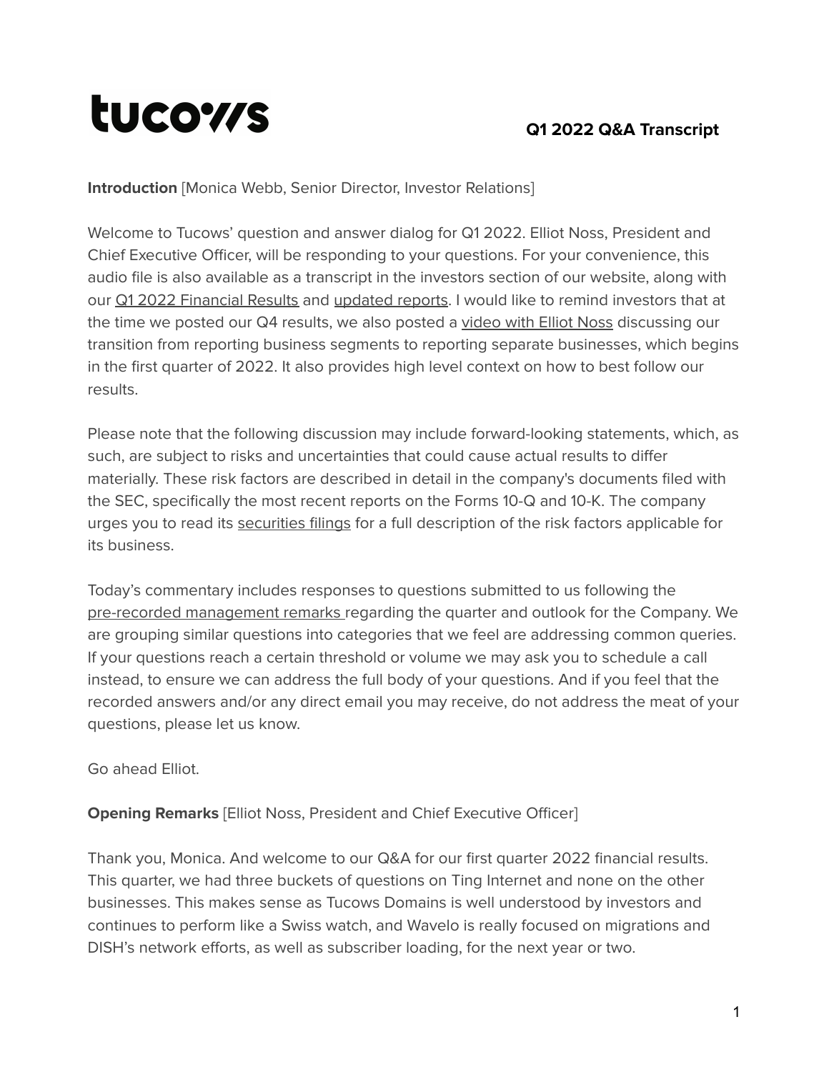# tucows

**Q1 2022 Q&A Transcript**

**Introduction** [Monica Webb, Senior Director, Investor Relations]

Welcome to Tucows' question and answer dialog for Q1 2022. Elliot Noss, President and Chief Executive Officer, will be responding to your questions. For your convenience, this audio file is also available as a transcript in the investors section of our website, along with our Q1 2022 Financial Results and updated reports. I would like to remind investors that at the time we posted our Q4 results, we also posted a video with Elliot Noss discussing our transition from reporting business segments to reporting separate businesses, which begins in the first quarter of 2022. It also provides high level context on how to best follow our results.

Please note that the following discussion may include forward-looking statements, which, as such, are subject to risks and uncertainties that could cause actual results to differ materially. These risk factors are described in detail in the company's documents filed with the SEC, specifically the most recent reports on the Forms 10-Q and 10-K. The company urges you to read its securities filings for a full description of the risk factors applicable for its business.

Today's commentary includes responses to questions submitted to us following the pre-recorded management remarks regarding the quarter and outlook for the Company. We are grouping similar questions into categories that we feel are addressing common queries. If your questions reach a certain threshold or volume we may ask you to schedule a call instead, to ensure we can address the full body of your questions. And if you feel that the recorded answers and/or any direct email you may receive, do not address the meat of your questions, please let us know.

Go ahead Elliot.

**Opening Remarks** [Elliot Noss, President and Chief Executive Officer]

Thank you, Monica. And welcome to our Q&A for our first quarter 2022 financial results. This quarter, we had three buckets of questions on Ting Internet and none on the other businesses. This makes sense as Tucows Domains is well understood by investors and continues to perform like a Swiss watch, and Wavelo is really focused on migrations and DISH's network efforts, as well as subscriber loading, for the next year or two.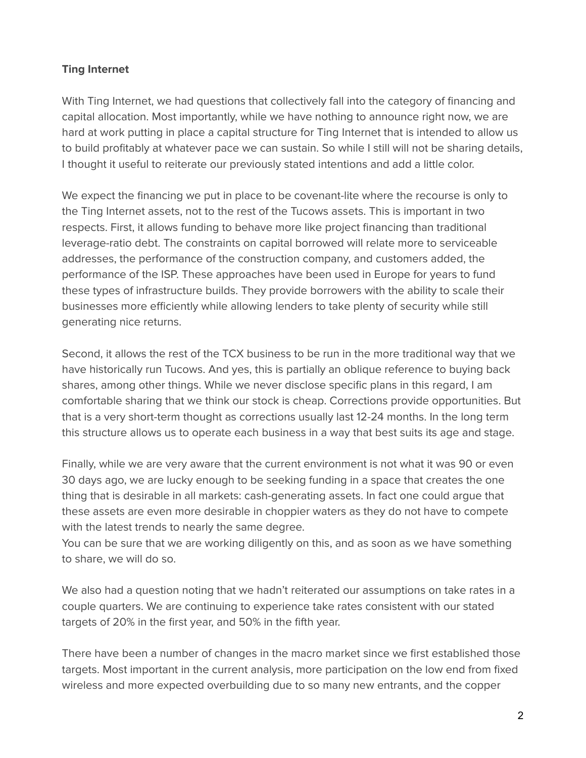**Ting Internet**

With Ting Internet, we had questions that collectively fall into the category of financing and capital allocation. Most importantly, while we have nothing to announce right now, we are hard at work putting in place a capital structure for Ting Internet that is intended to allow us to build profitably at whatever pace we can sustain. So while I still will not be sharing details, I thought it useful to reiterate our previously stated intentions and add a little color.

We expect the financing we put in place to be covenant-lite where the recourse is only to the Ting Internet assets, not to the rest of the Tucows assets. This is important in two respects. First, it allows funding to behave more like project financing than traditional leverage-ratio debt. The constraints on capital borrowed will relate more to serviceable addresses, the performance of the construction company, and customers added, the performance of the ISP. These approaches have been used in Europe for years to fund these types of infrastructure builds. They provide borrowers with the ability to scale their businesses more efficiently while allowing lenders to take plenty of security while still generating nice returns.

Second, it allows the rest of the TCX business to be run in the more traditional way that we have historically run Tucows. And yes, this is partially an oblique reference to buying back shares, among other things. While we never disclose specific plans in this regard, I am comfortable sharing that we think our stock is cheap. Corrections provide opportunities. But that is a very short-term thought as corrections usually last 12-24 months. In the long term this structure allows us to operate each business in a way that best suits its age and stage.

Finally, while we are very aware that the current environment is not what it was 90 or even 30 days ago, we are lucky enough to be seeking funding in a space that creates the one thing that is desirable in all markets: cash-generating assets. In fact one could argue that these assets are even more desirable in choppier waters as they do not have to compete with the latest trends to nearly the same degree.
You can be sure that we are working diligently on this, and as soon as we have something to share, we will do so.

We also had a question noting that we hadn't reiterated our assumptions on take rates in a couple quarters. We are continuing to experience take rates consistent with our stated targets of 20% in the first year, and 50% in the fifth year.

There have been a number of changes in the macro market since we first established those targets. Most important in the current analysis, more participation on the low end from fixed wireless and more expected overbuilding due to so many new entrants, and the copper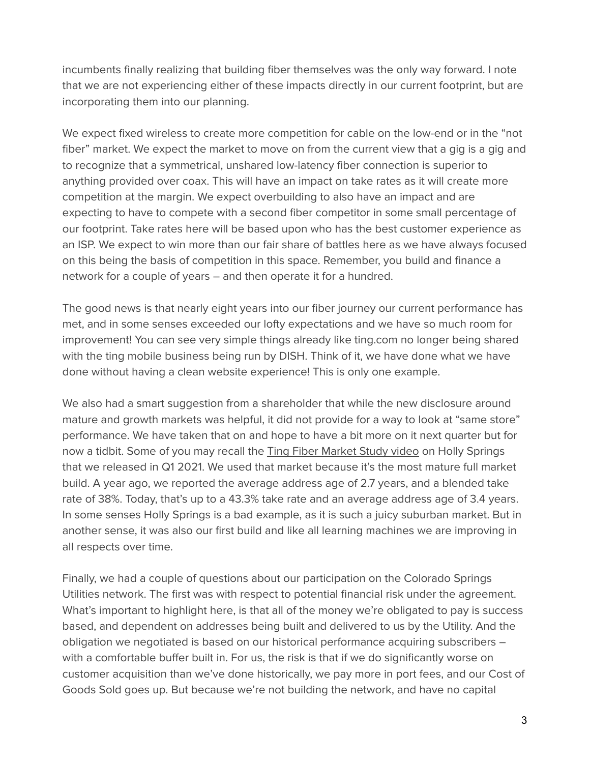incumbents finally realizing that building fiber themselves was the only way forward. I note that we are not experiencing either of these impacts directly in our current footprint, but are incorporating them into our planning.

We expect fixed wireless to create more competition for cable on the low-end or in the "not fiber" market. We expect the market to move on from the current view that a gig is a gig and to recognize that a symmetrical, unshared low-latency fiber connection is superior to anything provided over coax. This will have an impact on take rates as it will create more competition at the margin. We expect overbuilding to also have an impact and are expecting to have to compete with a second fiber competitor in some small percentage of our footprint. Take rates here will be based upon who has the best customer experience as an ISP. We expect to win more than our fair share of battles here as we have always focused on this being the basis of competition in this space. Remember, you build and finance a network for a couple of years – and then operate it for a hundred.

The good news is that nearly eight years into our fiber journey our current performance has met, and in some senses exceeded our lofty expectations and we have so much room for improvement! You can see very simple things already like ting.com no longer being shared with the ting mobile business being run by DISH. Think of it, we have done what we have done without having a clean website experience! This is only one example.

We also had a smart suggestion from a shareholder that while the new disclosure around mature and growth markets was helpful, it did not provide for a way to look at "same store" performance. We have taken that on and hope to have a bit more on it next quarter but for now a tidbit. Some of you may recall the Ting Fiber Market Study video on Holly Springs that we released in Q1 2021. We used that market because it's the most mature full market build. A year ago, we reported the average address age of 2.7 years, and a blended take rate of 38%. Today, that's up to a 43.3% take rate and an average address age of 3.4 years. In some senses Holly Springs is a bad example, as it is such a juicy suburban market. But in another sense, it was also our first build and like all learning machines we are improving in all respects over time.

Finally, we had a couple of questions about our participation on the Colorado Springs Utilities network. The first was with respect to potential financial risk under the agreement. What's important to highlight here, is that all of the money we're obligated to pay is success based, and dependent on addresses being built and delivered to us by the Utility. And the obligation we negotiated is based on our historical performance acquiring subscribers – with a comfortable buffer built in. For us, the risk is that if we do significantly worse on customer acquisition than we've done historically, we pay more in port fees, and our Cost of Goods Sold goes up. But because we're not building the network, and have no capital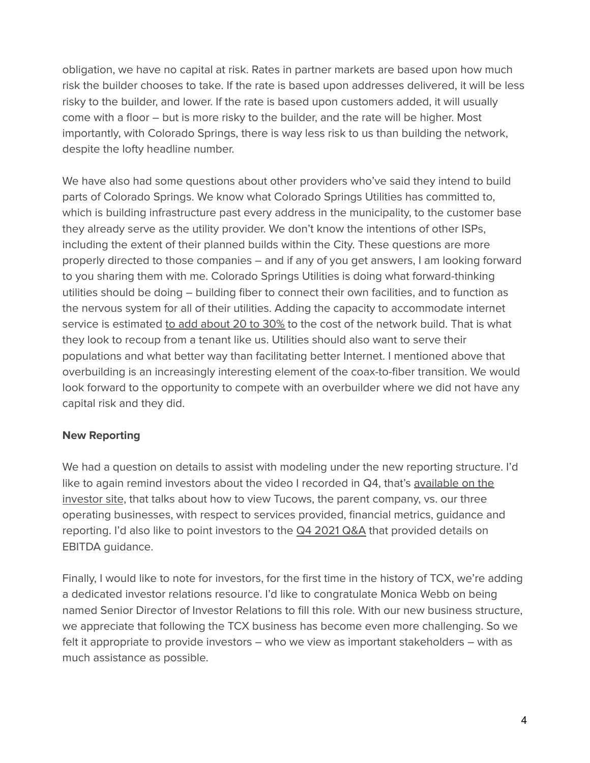obligation, we have no capital at risk. Rates in partner markets are based upon how much risk the builder chooses to take. If the rate is based upon addresses delivered, it will be less risky to the builder, and lower. If the rate is based upon customers added, it will usually come with a floor – but is more risky to the builder, and the rate will be higher. Most importantly, with Colorado Springs, there is way less risk to us than building the network, despite the lofty headline number.

We have also had some questions about other providers who've said they intend to build parts of Colorado Springs. We know what Colorado Springs Utilities has committed to, which is building infrastructure past every address in the municipality, to the customer base they already serve as the utility provider. We don't know the intentions of other ISPs, including the extent of their planned builds within the City. These questions are more properly directed to those companies – and if any of you get answers, I am looking forward to you sharing them with me. Colorado Springs Utilities is doing what forward-thinking utilities should be doing – building fiber to connect their own facilities, and to function as the nervous system for all of their utilities. Adding the capacity to accommodate internet service is estimated to add about 20 to 30% to the cost of the network build. That is what they look to recoup from a tenant like us. Utilities should also want to serve their populations and what better way than facilitating better Internet. I mentioned above that overbuilding is an increasingly interesting element of the coax-to-fiber transition. We would look forward to the opportunity to compete with an overbuilder where we did not have any capital risk and they did.

**New Reporting**

We had a question on details to assist with modeling under the new reporting structure. I'd like to again remind investors about the video I recorded in Q4, that's available on the investor site, that talks about how to view Tucows, the parent company, vs. our three operating businesses, with respect to services provided, financial metrics, guidance and reporting. I'd also like to point investors to the Q4 2021 Q&A that provided details on EBITDA guidance.

Finally, I would like to note for investors, for the first time in the history of TCX, we're adding a dedicated investor relations resource. I'd like to congratulate Monica Webb on being named Senior Director of Investor Relations to fill this role. With our new business structure, we appreciate that following the TCX business has become even more challenging. So we felt it appropriate to provide investors – who we view as important stakeholders – with as much assistance as possible.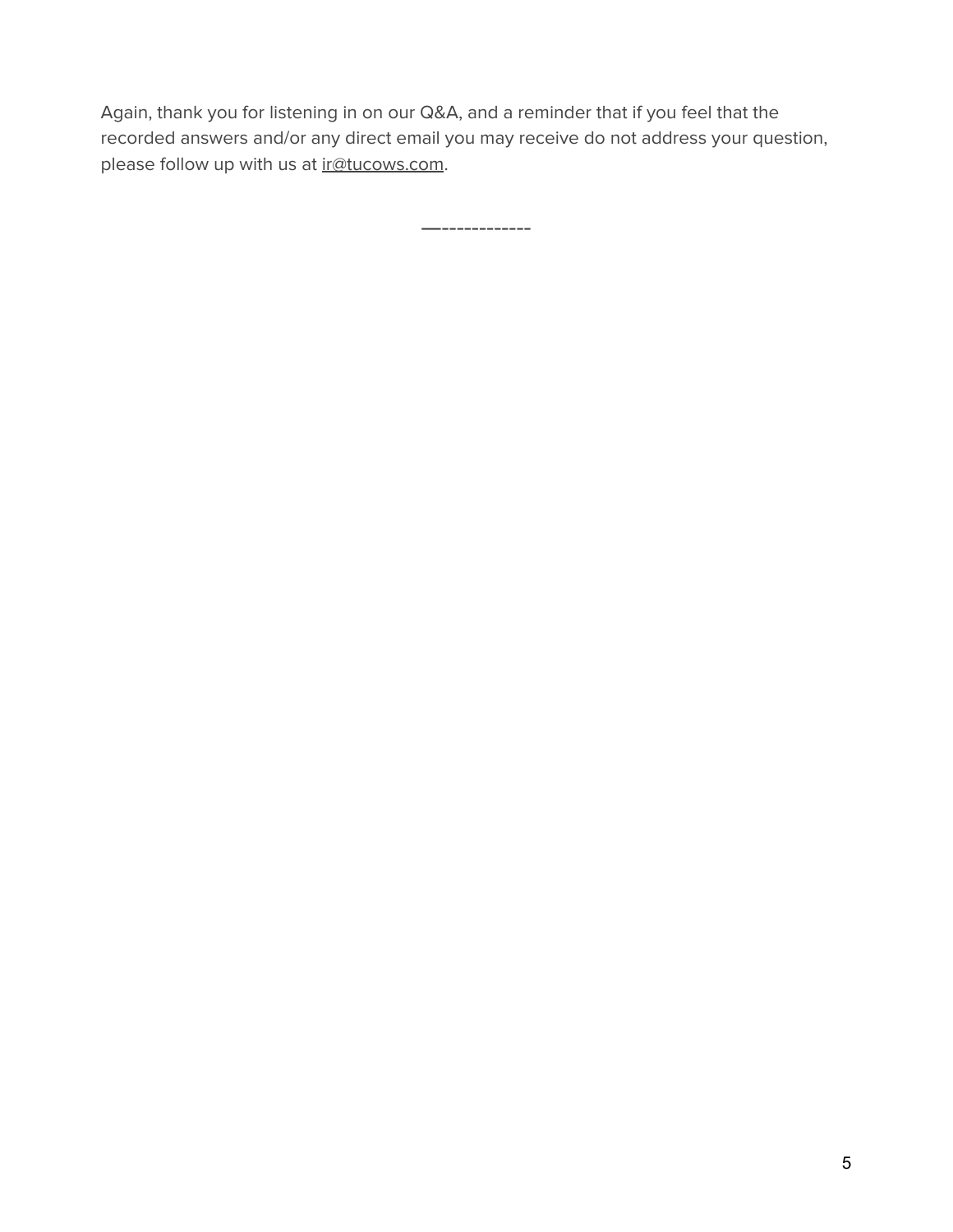Again, thank you for listening in on our Q&A, and a reminder that if you feel that the recorded answers and/or any direct email you may receive do not address your question, please follow up with us at ir@tucows.com.

—------------